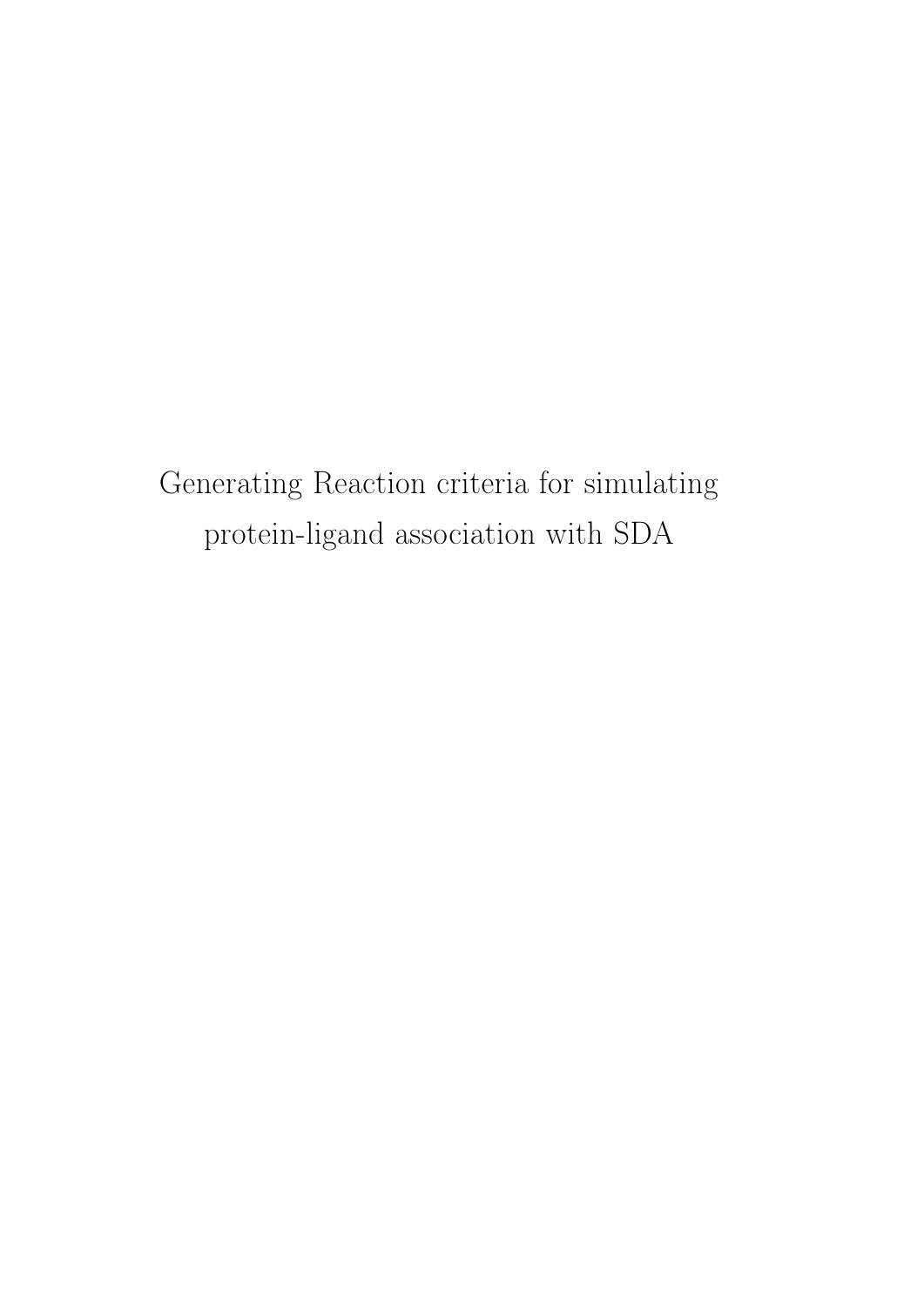# Generating Reaction criteria for simulating protein-ligand association with SDA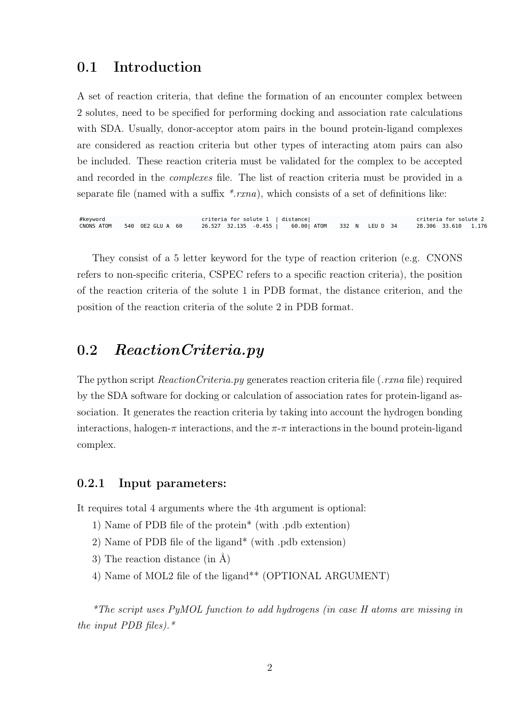## 0.1 Introduction

A set of reaction criteria, that define the formation of an encounter complex between 2 solutes, need to be specified for performing docking and association rate calculations with SDA. Usually, donor-acceptor atom pairs in the bound protein-ligand complexes are considered as reaction criteria but other types of interacting atom pairs can also be included. These reaction criteria must be validated for the complex to be accepted and recorded in the *complexes* file. The list of reaction criteria must be provided in a separate file (named with a suffix *\*.rxna*), which consists of a set of definitions like:

```
#keyword                         criteria for solute 1  | distance|                              criteria for solute 2
CNONS ATOM    540  OE2 GLU A  60      26.527  32.135  -0.455 |    60.00| ATOM    332  N   LEU D  34      28.306  33.610   1.176
```

They consist of a 5 letter keyword for the type of reaction criterion (e.g. CNONS refers to non-specific criteria, CSPEC refers to a specific reaction criteria), the position of the reaction criteria of the solute 1 in PDB format, the distance criterion, and the position of the reaction criteria of the solute 2 in PDB format.

## 0.2 *ReactionCriteria.py*

The python script *ReactionCriteria.py* generates reaction criteria file (*.rxna* file) required by the SDA software for docking or calculation of association rates for protein-ligand association. It generates the reaction criteria by taking into account the hydrogen bonding interactions, halogen-$\pi$ interactions, and the $\pi$-$\pi$ interactions in the bound protein-ligand complex.

### 0.2.1 Input parameters:

It requires total 4 arguments where the 4th argument is optional:

1) Name of PDB file of the protein* (with .pdb extention)
2) Name of PDB file of the ligand* (with .pdb extension)
3) The reaction distance (in Å)
4) Name of MOL2 file of the ligand** (OPTIONAL ARGUMENT)

*\*The script uses PyMOL function to add hydrogens (in case H atoms are missing in the input PDB files).\**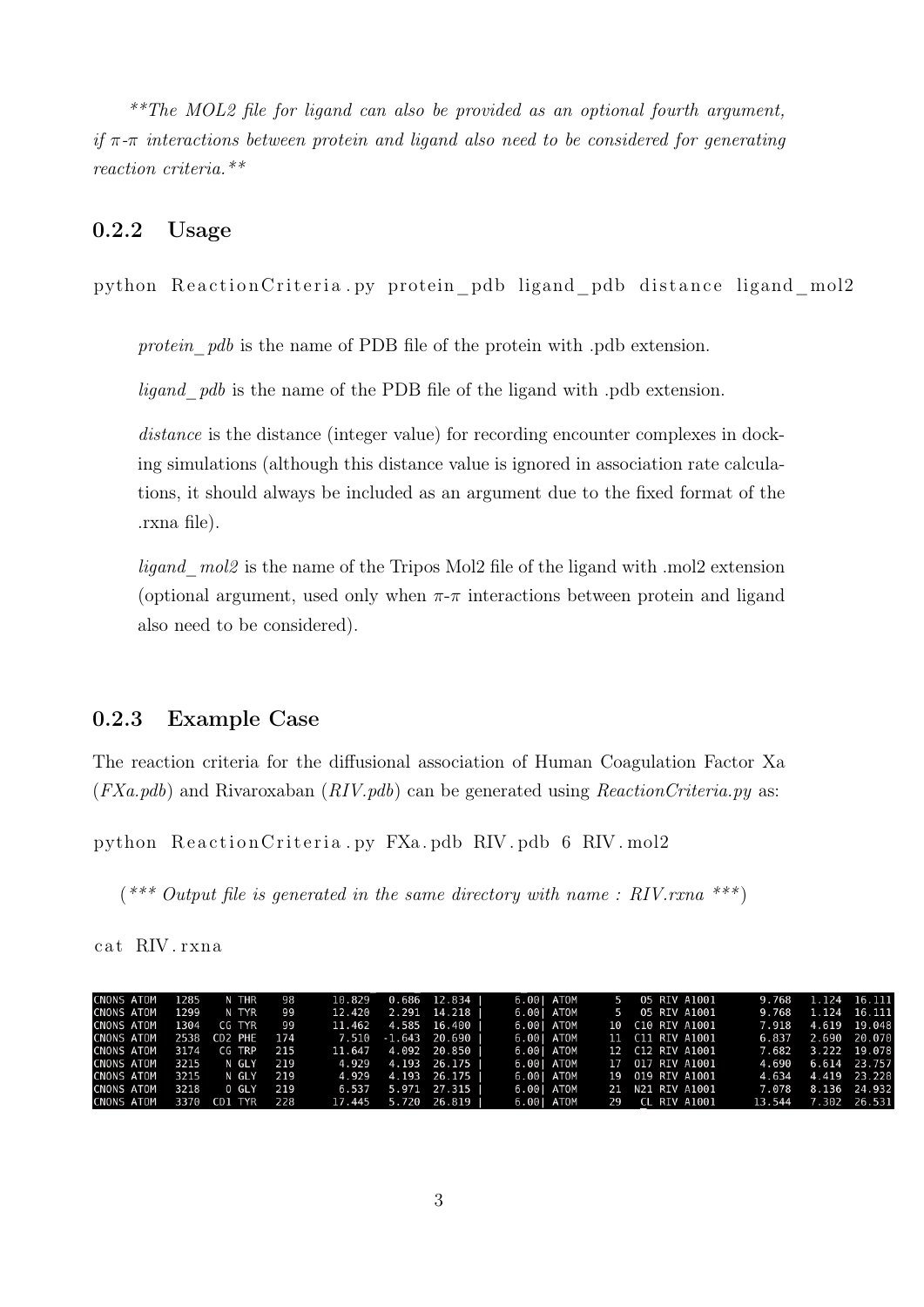***The MOL2 file for ligand can also be provided as an optional fourth argument, if π-π interactions between protein and ligand also need to be considered for generating reaction criteria.***

### 0.2.2 Usage

```
python ReactionCriteria.py protein_pdb ligand_pdb distance ligand_mol2
```

*protein_pdb* is the name of PDB file of the protein with .pdb extension.

*ligand_pdb* is the name of the PDB file of the ligand with .pdb extension.

*distance* is the distance (integer value) for recording encounter complexes in docking simulations (although this distance value is ignored in association rate calculations, it should always be included as an argument due to the fixed format of the .rxna file).

*ligand_mol2* is the name of the Tripos Mol2 file of the ligand with .mol2 extension (optional argument, used only when π-π interactions between protein and ligand also need to be considered).

### 0.2.3 Example Case

The reaction criteria for the diffusional association of Human Coagulation Factor Xa (*FXa.pdb*) and Rivaroxaban (*RIV.pdb*) can be generated using *ReactionCriteria.py* as:

```
python ReactionCriteria.py FXa.pdb RIV.pdb 6 RIV.mol2
```

(*\*\*\* Output file is generated in the same directory with name : RIV.rxna \*\*\**)

```
cat RIV.rxna
```

```
CNONS ATOM   1285    N THR   98     10.829   0.686  12.834 |   6.00| ATOM    5   O5 RIV A1001    9.768   1.124  16.111
CNONS ATOM   1299    N TYR   99     12.420   2.291  14.218 |   6.00| ATOM    5   O5 RIV A1001    9.768   1.124  16.111
CNONS ATOM   1304   CG TYR   99     11.462   4.585  16.400 |   6.00| ATOM   10  C10 RIV A1001    7.918   4.619  19.048
CNONS ATOM   2538  CD2 PHE  174      7.510  -1.643  20.690 |   6.00| ATOM   11  C11 RIV A1001    6.837   2.690  20.070
CNONS ATOM   3174   CG TRP  215     11.647   4.092  20.850 |   6.00| ATOM   12  C12 RIV A1001    7.682   3.222  19.078
CNONS ATOM   3215    N GLY  219      4.929   4.193  26.175 |   6.00| ATOM   17  O17 RIV A1001    4.690   6.614  23.757
CNONS ATOM   3215    N GLY  219      4.929   4.193  26.175 |   6.00| ATOM   19  O19 RIV A1001    4.634   4.419  23.228
CNONS ATOM   3218    O GLY  219      6.537   5.971  27.315 |   6.00| ATOM   21  N21 RIV A1001    7.078   8.136  24.932
CNONS ATOM   3370  CD1 TYR  228     17.445   5.720  26.819 |   6.00| ATOM   29   CL RIV A1001   13.544   7.302  26.531
```